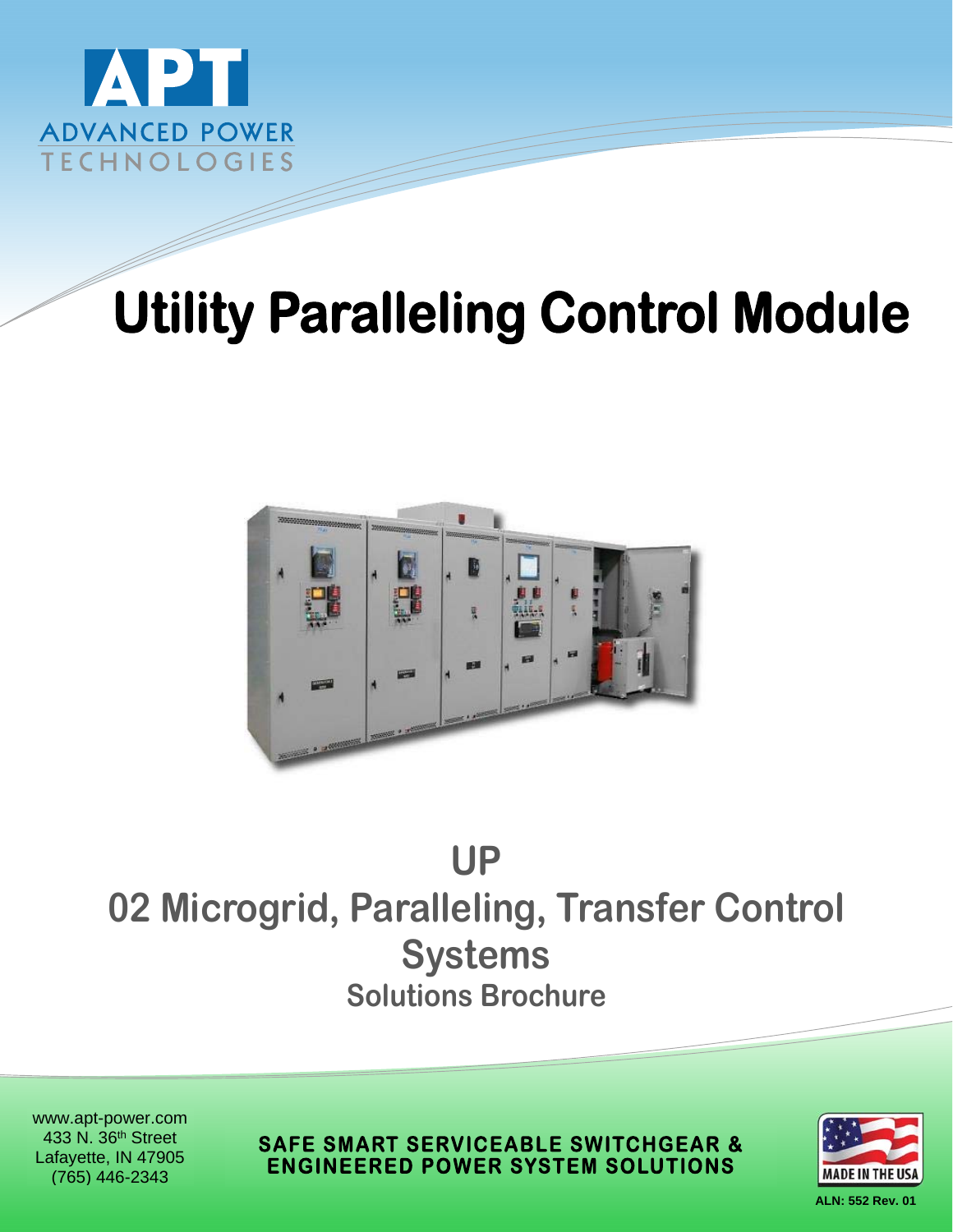APT

ADVANCED POWER
TECHNOLOGIES

# Utility Paralleling Control Module

## UP
## 02 Microgrid, Paralleling, Transfer Control Systems

### Solutions Brochure

www.apt-power.com
433 N. 36th Street
Lafayette, IN 47905
(765) 446-2343

**SAFE SMART SERVICEABLE SWITCHGEAR & ENGINEERED POWER SYSTEM SOLUTIONS**

MADE IN THE USA

ALN: 552 Rev. 01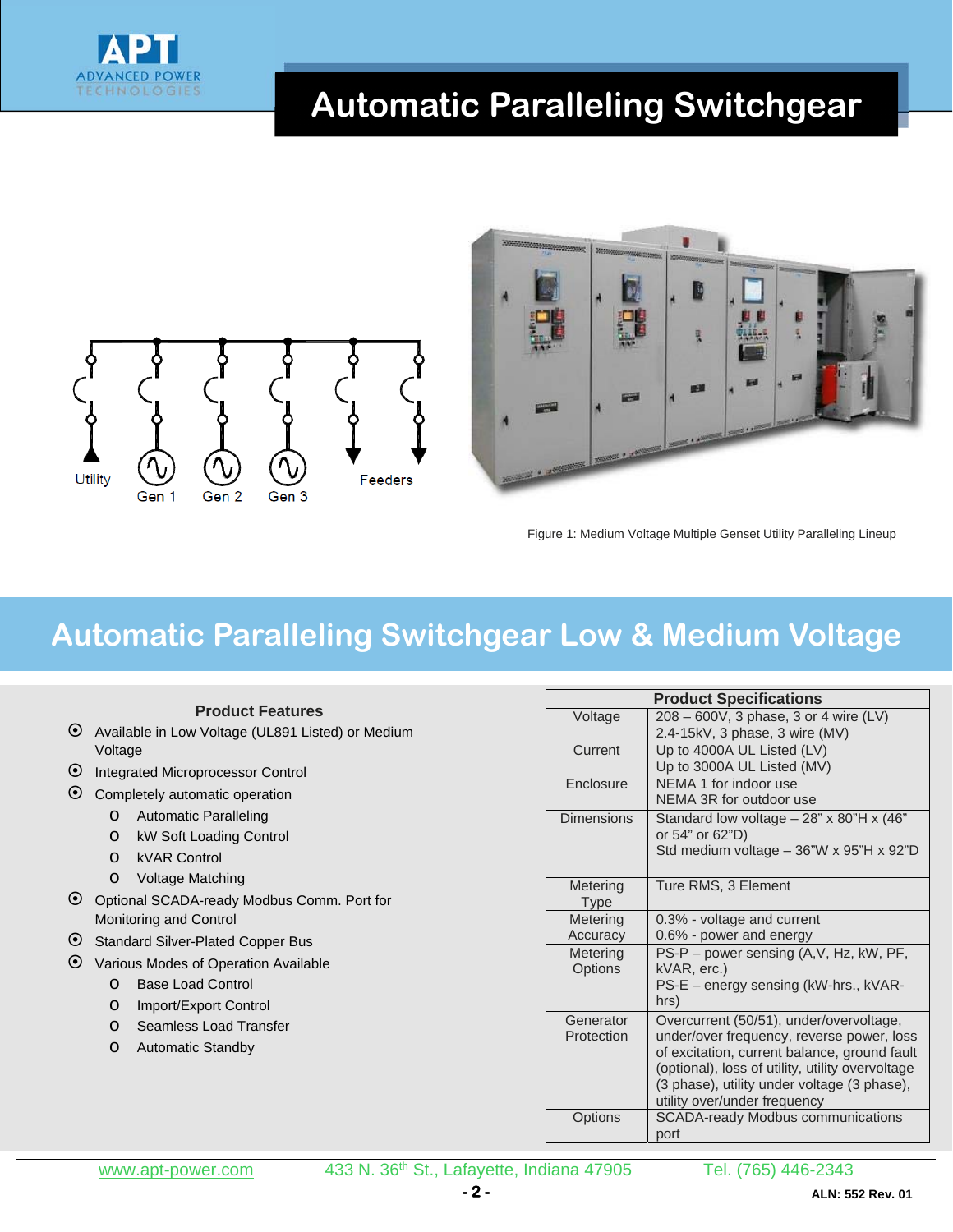# Automatic Paralleling Switchgear

Utility Gen 1 Gen 2 Gen 3 Feeders

Figure 1: Medium Voltage Multiple Genset Utility Paralleling Lineup

## Automatic Paralleling Switchgear Low & Medium Voltage

### Product Features

- Available in Low Voltage (UL891 Listed) or Medium Voltage
- Integrated Microprocessor Control
- Completely automatic operation
  - Automatic Paralleling
  - kW Soft Loading Control
  - kVAR Control
  - Voltage Matching
- Optional SCADA-ready Modbus Comm. Port for Monitoring and Control
- Standard Silver-Plated Copper Bus
- Various Modes of Operation Available
  - Base Load Control
  - Import/Export Control
  - Seamless Load Transfer
  - Automatic Standby

| Product Specifications | |
|---|---|
| Voltage | 208 – 600V, 3 phase, 3 or 4 wire (LV)<br>2.4-15kV, 3 phase, 3 wire (MV) |
| Current | Up to 4000A UL Listed (LV)<br>Up to 3000A UL Listed (MV) |
| Enclosure | NEMA 1 for indoor use<br>NEMA 3R for outdoor use |
| Dimensions | Standard low voltage – 28" x 80"H x (46" or 54" or 62"D)<br>Std medium voltage – 36"W x 95"H x 92"D |
| Metering Type | Ture RMS, 3 Element |
| Metering Accuracy | 0.3% - voltage and current<br>0.6% - power and energy |
| Metering Options | PS-P – power sensing (A,V, Hz, kW, PF, kVAR, erc.)<br>PS-E – energy sensing (kW-hrs., kVAR-hrs) |
| Generator Protection | Overcurrent (50/51), under/overvoltage, under/over frequency, reverse power, loss of excitation, current balance, ground fault (optional), loss of utility, utility overvoltage (3 phase), utility under voltage (3 phase), utility over/under frequency |
| Options | SCADA-ready Modbus communications port |

www.apt-power.com 433 N. 36th St., Lafayette, Indiana 47905 Tel. (765) 446-2343

ALN: 552 Rev. 01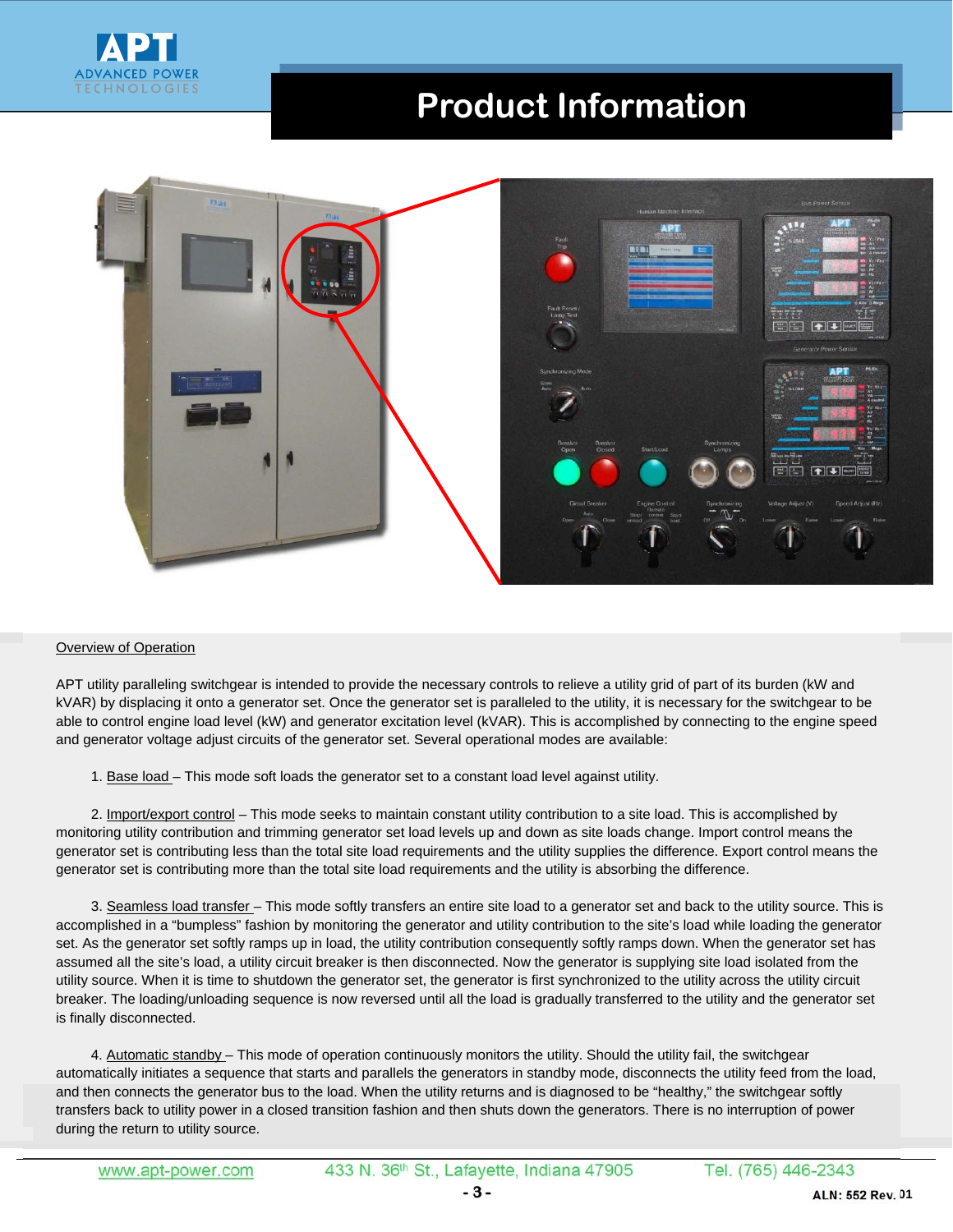# Product Information

Overview of Operation

APT utility paralleling switchgear is intended to provide the necessary controls to relieve a utility grid of part of its burden (kW and kVAR) by displacing it onto a generator set. Once the generator set is paralleled to the utility, it is necessary for the switchgear to be able to control engine load level (kW) and generator excitation level (kVAR). This is accomplished by connecting to the engine speed and generator voltage adjust circuits of the generator set. Several operational modes are available:

1. Base load – This mode soft loads the generator set to a constant load level against utility.

2. Import/export control – This mode seeks to maintain constant utility contribution to a site load. This is accomplished by monitoring utility contribution and trimming generator set load levels up and down as site loads change. Import control means the generator set is contributing less than the total site load requirements and the utility supplies the difference. Export control means the generator set is contributing more than the total site load requirements and the utility is absorbing the difference.

3. Seamless load transfer – This mode softly transfers an entire site load to a generator set and back to the utility source. This is accomplished in a "bumpless" fashion by monitoring the generator and utility contribution to the site's load while loading the generator set. As the generator set softly ramps up in load, the utility contribution consequently softly ramps down. When the generator set has assumed all the site's load, a utility circuit breaker is then disconnected. Now the generator is supplying site load isolated from the utility source. When it is time to shutdown the generator set, the generator is first synchronized to the utility across the utility circuit breaker. The loading/unloading sequence is now reversed until all the load is gradually transferred to the utility and the generator set is finally disconnected.

4. Automatic standby – This mode of operation continuously monitors the utility. Should the utility fail, the switchgear automatically initiates a sequence that starts and parallels the generators in standby mode, disconnects the utility feed from the load, and then connects the generator bus to the load. When the utility returns and is diagnosed to be "healthy," the switchgear softly transfers back to utility power in a closed transition fashion and then shuts down the generators. There is no interruption of power during the return to utility source.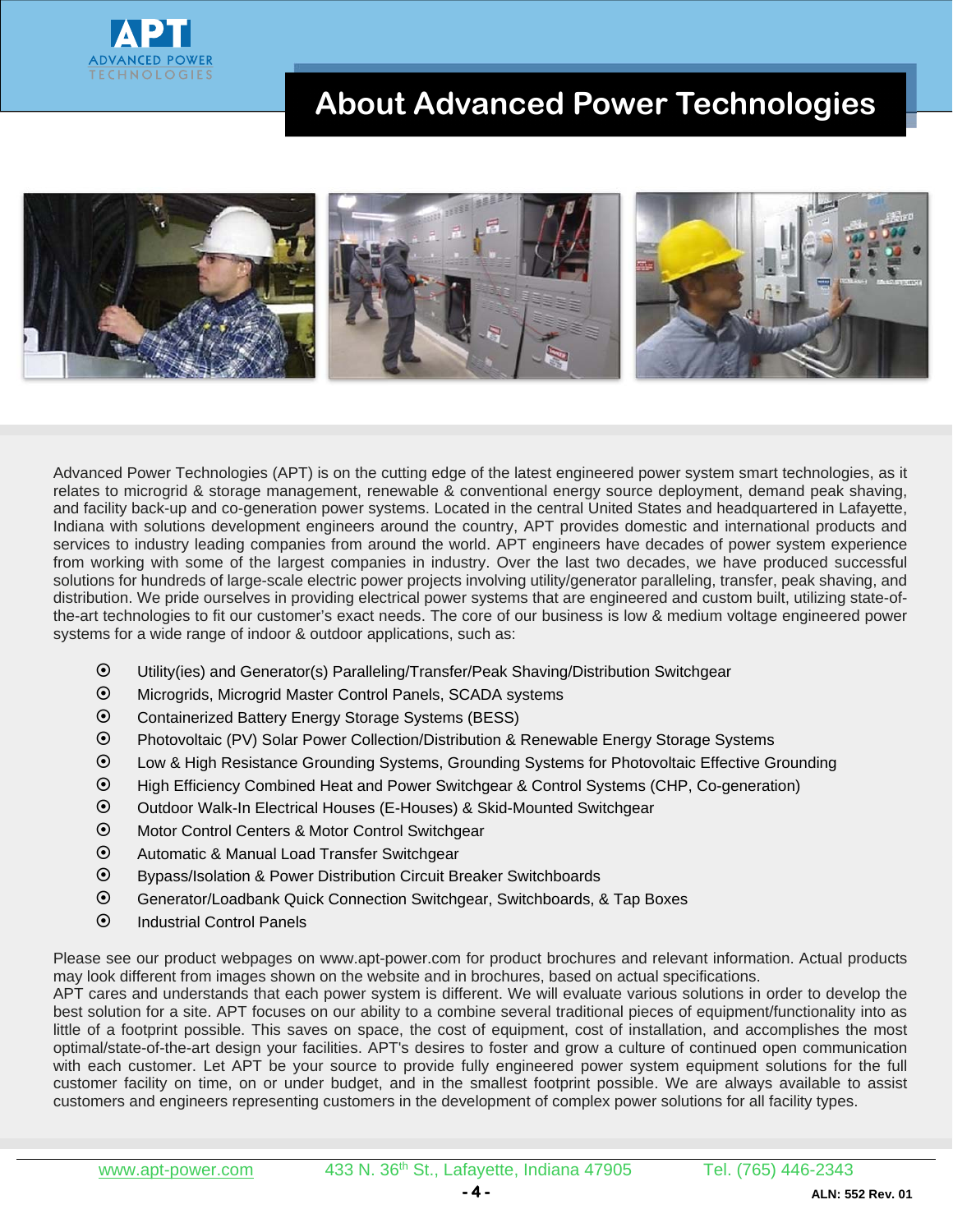# About Advanced Power Technologies

Advanced Power Technologies (APT) is on the cutting edge of the latest engineered power system smart technologies, as it relates to microgrid & storage management, renewable & conventional energy source deployment, demand peak shaving, and facility back-up and co-generation power systems. Located in the central United States and headquartered in Lafayette, Indiana with solutions development engineers around the country, APT provides domestic and international products and services to industry leading companies from around the world. APT engineers have decades of power system experience from working with some of the largest companies in industry. Over the last two decades, we have produced successful solutions for hundreds of large-scale electric power projects involving utility/generator paralleling, transfer, peak shaving, and distribution. We pride ourselves in providing electrical power systems that are engineered and custom built, utilizing state-of-the-art technologies to fit our customer's exact needs. The core of our business is low & medium voltage engineered power systems for a wide range of indoor & outdoor applications, such as:

- Utility(ies) and Generator(s) Paralleling/Transfer/Peak Shaving/Distribution Switchgear
- Microgrids, Microgrid Master Control Panels, SCADA systems
- Containerized Battery Energy Storage Systems (BESS)
- Photovoltaic (PV) Solar Power Collection/Distribution & Renewable Energy Storage Systems
- Low & High Resistance Grounding Systems, Grounding Systems for Photovoltaic Effective Grounding
- High Efficiency Combined Heat and Power Switchgear & Control Systems (CHP, Co-generation)
- Outdoor Walk-In Electrical Houses (E-Houses) & Skid-Mounted Switchgear
- Motor Control Centers & Motor Control Switchgear
- Automatic & Manual Load Transfer Switchgear
- Bypass/Isolation & Power Distribution Circuit Breaker Switchboards
- Generator/Loadbank Quick Connection Switchgear, Switchboards, & Tap Boxes
- Industrial Control Panels

Please see our product webpages on www.apt-power.com for product brochures and relevant information. Actual products may look different from images shown on the website and in brochures, based on actual specifications.
APT cares and understands that each power system is different. We will evaluate various solutions in order to develop the best solution for a site. APT focuses on our ability to a combine several traditional pieces of equipment/functionality into as little of a footprint possible. This saves on space, the cost of equipment, cost of installation, and accomplishes the most optimal/state-of-the-art design your facilities. APT's desires to foster and grow a culture of continued open communication with each customer. Let APT be your source to provide fully engineered power system equipment solutions for the full customer facility on time, on or under budget, and in the smallest footprint possible. We are always available to assist customers and engineers representing customers in the development of complex power solutions for all facility types.

www.apt-power.com 433 N. 36th St., Lafayette, Indiana 47905 Tel. (765) 446-2343

ALN: 552 Rev. 01